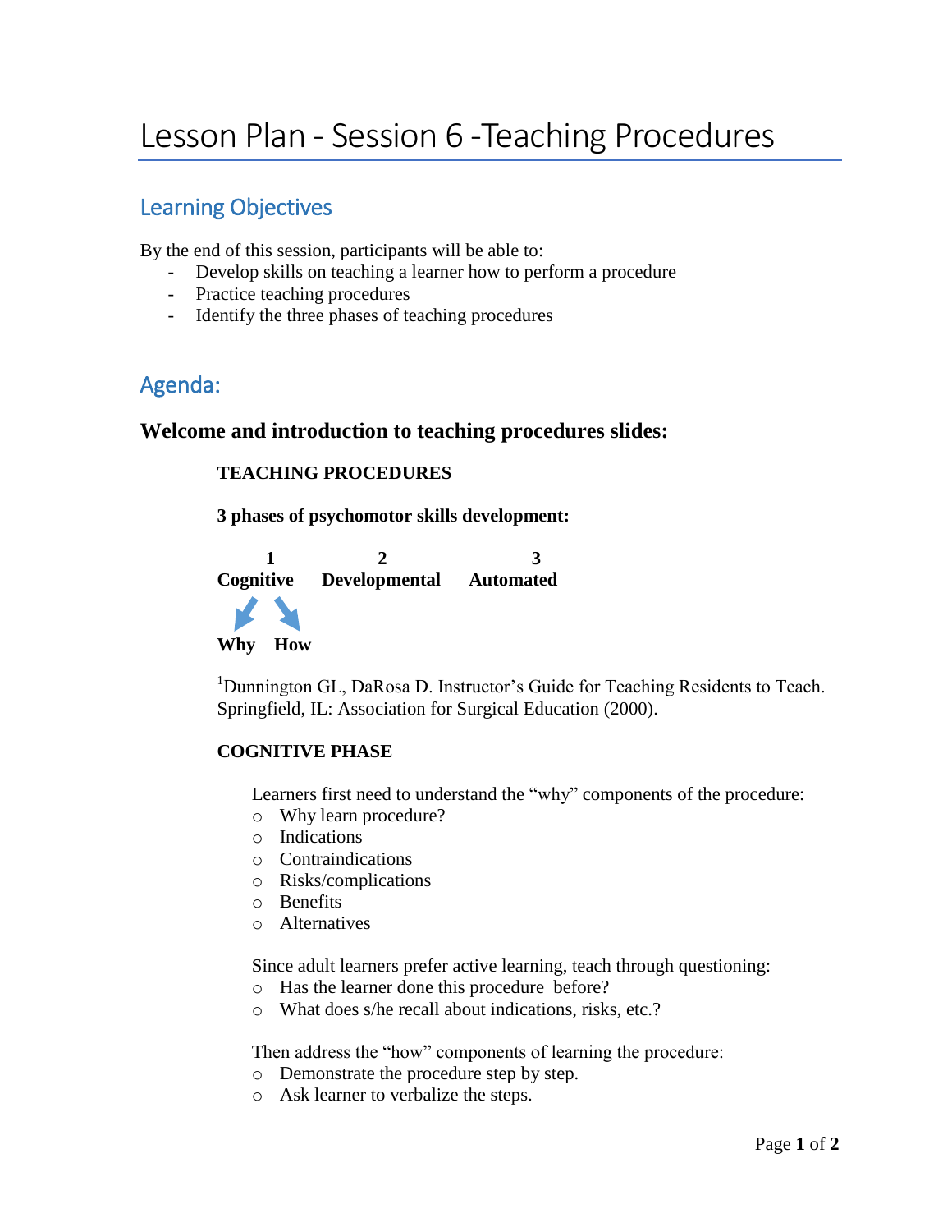# Lesson Plan - Session 6 -Teaching Procedures

## Learning Objectives

By the end of this session, participants will be able to:

- Develop skills on teaching a learner how to perform a procedure
- Practice teaching procedures
- Identify the three phases of teaching procedures

## Agenda:

### Welcome and introduction to teaching procedures slides:

**TEACHING PROCEDURES**

**3 phases of psychomotor skills development:**

**1** **Cognitive**

**2** **Developmental**

**3** **Automated**

**Why** **How**

[1]Dunnington GL, DaRosa D. Instructor's Guide for Teaching Residents to Teach. Springfield, IL: Association for Surgical Education (2000).

**COGNITIVE PHASE**

Learners first need to understand the "why" components of the procedure:

- Why learn procedure?
- Indications
- Contraindications
- Risks/complications
- Benefits
- Alternatives

Since adult learners prefer active learning, teach through questioning:

- Has the learner done this procedure before?
- What does s/he recall about indications, risks, etc.?

Then address the "how" components of learning the procedure:

- Demonstrate the procedure step by step.
- Ask learner to verbalize the steps.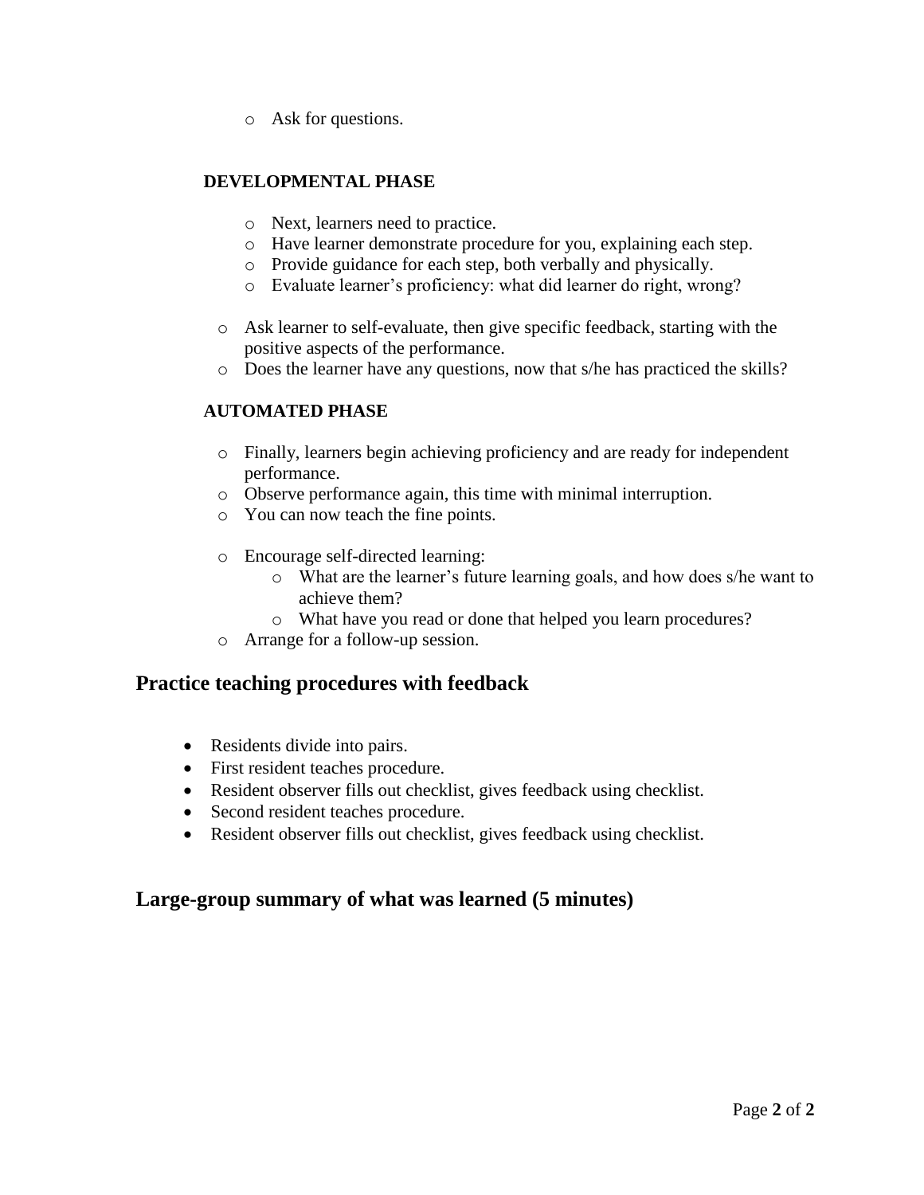- Ask for questions.

**DEVELOPMENTAL PHASE**

- Next, learners need to practice.
- Have learner demonstrate procedure for you, explaining each step.
- Provide guidance for each step, both verbally and physically.
- Evaluate learner's proficiency: what did learner do right, wrong?

- Ask learner to self-evaluate, then give specific feedback, starting with the positive aspects of the performance.
- Does the learner have any questions, now that s/he has practiced the skills?

**AUTOMATED PHASE**

- Finally, learners begin achieving proficiency and are ready for independent performance.
- Observe performance again, this time with minimal interruption.
- You can now teach the fine points.

- Encourage self-directed learning:
  - What are the learner's future learning goals, and how does s/he want to achieve them?
  - What have you read or done that helped you learn procedures?
- Arrange for a follow-up session.

## Practice teaching procedures with feedback

- Residents divide into pairs.
- First resident teaches procedure.
- Resident observer fills out checklist, gives feedback using checklist.
- Second resident teaches procedure.
- Resident observer fills out checklist, gives feedback using checklist.

## Large-group summary of what was learned (5 minutes)